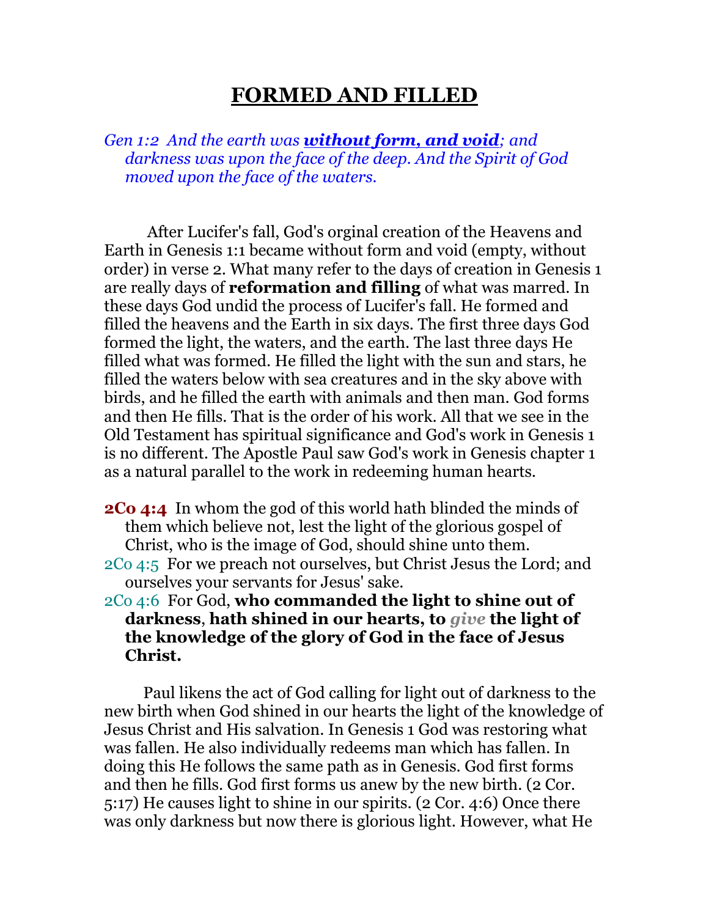# FORMED AND FILLED

*Gen 1:2 And the earth was **without form, and void**; and darkness was upon the face of the deep. And the Spirit of God moved upon the face of the waters.*

After Lucifer's fall, God's orginal creation of the Heavens and Earth in Genesis 1:1 became without form and void (empty, without order) in verse 2. What many refer to the days of creation in Genesis 1 are really days of **reformation and filling** of what was marred. In these days God undid the process of Lucifer's fall. He formed and filled the heavens and the Earth in six days. The first three days God formed the light, the waters, and the earth. The last three days He filled what was formed. He filled the light with the sun and stars, he filled the waters below with sea creatures and in the sky above with birds, and he filled the earth with animals and then man. God forms and then He fills. That is the order of his work. All that we see in the Old Testament has spiritual significance and God's work in Genesis 1 is no different. The Apostle Paul saw God's work in Genesis chapter 1 as a natural parallel to the work in redeeming human hearts.

**2Co 4:4** In whom the god of this world hath blinded the minds of them which believe not, lest the light of the glorious gospel of Christ, who is the image of God, should shine unto them.

2Co 4:5 For we preach not ourselves, but Christ Jesus the Lord; and ourselves your servants for Jesus' sake.

2Co 4:6 For God, **who commanded the light to shine out of darkness**, **hath shined in our hearts, to *give* the light of the knowledge of the glory of God in the face of Jesus Christ.**

Paul likens the act of God calling for light out of darkness to the new birth when God shined in our hearts the light of the knowledge of Jesus Christ and His salvation. In Genesis 1 God was restoring what was fallen. He also individually redeems man which has fallen. In doing this He follows the same path as in Genesis. God first forms and then he fills. God first forms us anew by the new birth. (2 Cor. 5:17) He causes light to shine in our spirits. (2 Cor. 4:6) Once there was only darkness but now there is glorious light. However, what He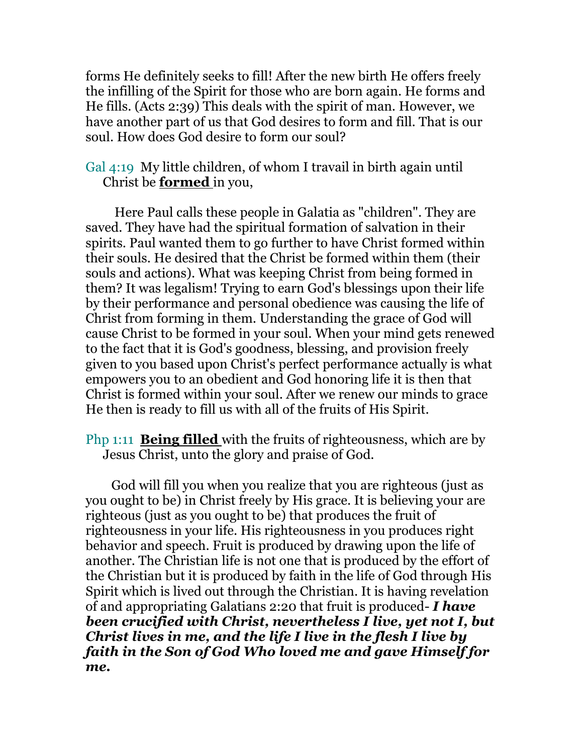forms He definitely seeks to fill! After the new birth He offers freely the infilling of the Spirit for those who are born again. He forms and He fills. (Acts 2:39) This deals with the spirit of man. However, we have another part of us that God desires to form and fill. That is our soul. How does God desire to form our soul?

Gal 4:19 My little children, of whom I travail in birth again until Christ be **formed** in you,

Here Paul calls these people in Galatia as "children". They are saved. They have had the spiritual formation of salvation in their spirits. Paul wanted them to go further to have Christ formed within their souls. He desired that the Christ be formed within them (their souls and actions). What was keeping Christ from being formed in them? It was legalism! Trying to earn God's blessings upon their life by their performance and personal obedience was causing the life of Christ from forming in them. Understanding the grace of God will cause Christ to be formed in your soul. When your mind gets renewed to the fact that it is God's goodness, blessing, and provision freely given to you based upon Christ's perfect performance actually is what empowers you to an obedient and God honoring life it is then that Christ is formed within your soul. After we renew our minds to grace He then is ready to fill us with all of the fruits of His Spirit.

Php 1:11 **Being filled** with the fruits of righteousness, which are by Jesus Christ, unto the glory and praise of God.

God will fill you when you realize that you are righteous (just as you ought to be) in Christ freely by His grace. It is believing your are righteous (just as you ought to be) that produces the fruit of righteousness in your life. His righteousness in you produces right behavior and speech. Fruit is produced by drawing upon the life of another. The Christian life is not one that is produced by the effort of the Christian but it is produced by faith in the life of God through His Spirit which is lived out through the Christian. It is having revelation of and appropriating Galatians 2:20 that fruit is produced- ***I have been crucified with Christ, nevertheless I live, yet not I, but Christ lives in me, and the life I live in the flesh I live by faith in the Son of God Who loved me and gave Himself for me.***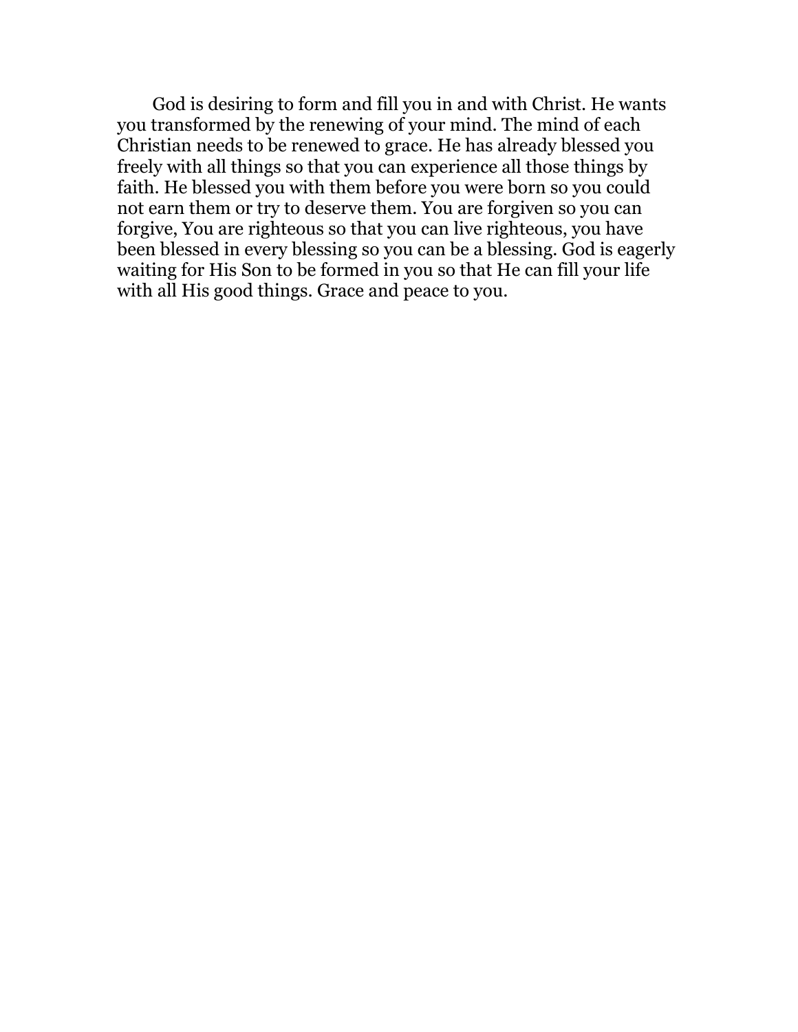God is desiring to form and fill you in and with Christ. He wants you transformed by the renewing of your mind. The mind of each Christian needs to be renewed to grace. He has already blessed you freely with all things so that you can experience all those things by faith. He blessed you with them before you were born so you could not earn them or try to deserve them. You are forgiven so you can forgive, You are righteous so that you can live righteous, you have been blessed in every blessing so you can be a blessing. God is eagerly waiting for His Son to be formed in you so that He can fill your life with all His good things. Grace and peace to you.